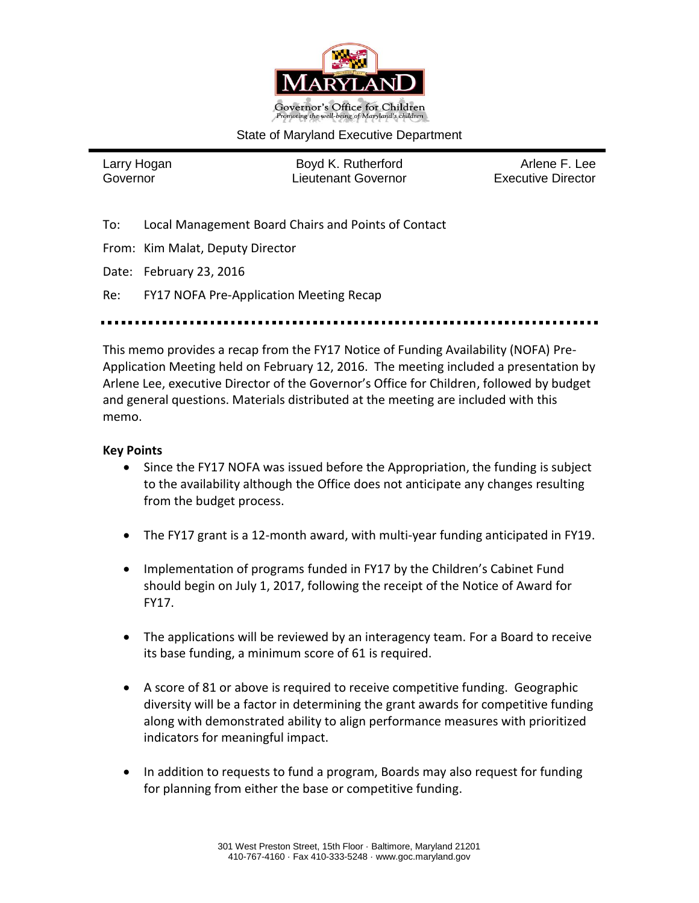Governor's Office for Children

*Promoting the well-being of Maryland's children*

State of Maryland Executive Department

| Larry Hogan | Boyd K. Rutherford | Arlene F. Lee |
|---|---|---|
| Governor | Lieutenant Governor | Executive Director |

To: Local Management Board Chairs and Points of Contact

From: Kim Malat, Deputy Director

Date: February 23, 2016

Re: FY17 NOFA Pre-Application Meeting Recap

This memo provides a recap from the FY17 Notice of Funding Availability (NOFA) Pre-Application Meeting held on February 12, 2016. The meeting included a presentation by Arlene Lee, executive Director of the Governor's Office for Children, followed by budget and general questions. Materials distributed at the meeting are included with this memo.

**Key Points**

- Since the FY17 NOFA was issued before the Appropriation, the funding is subject to the availability although the Office does not anticipate any changes resulting from the budget process.
- The FY17 grant is a 12-month award, with multi-year funding anticipated in FY19.
- Implementation of programs funded in FY17 by the Children's Cabinet Fund should begin on July 1, 2017, following the receipt of the Notice of Award for FY17.
- The applications will be reviewed by an interagency team. For a Board to receive its base funding, a minimum score of 61 is required.
- A score of 81 or above is required to receive competitive funding. Geographic diversity will be a factor in determining the grant awards for competitive funding along with demonstrated ability to align performance measures with prioritized indicators for meaningful impact.
- In addition to requests to fund a program, Boards may also request for funding for planning from either the base or competitive funding.

301 West Preston Street, 15th Floor · Baltimore, Maryland 21201
410-767-4160 · Fax 410-333-5248 · www.goc.maryland.gov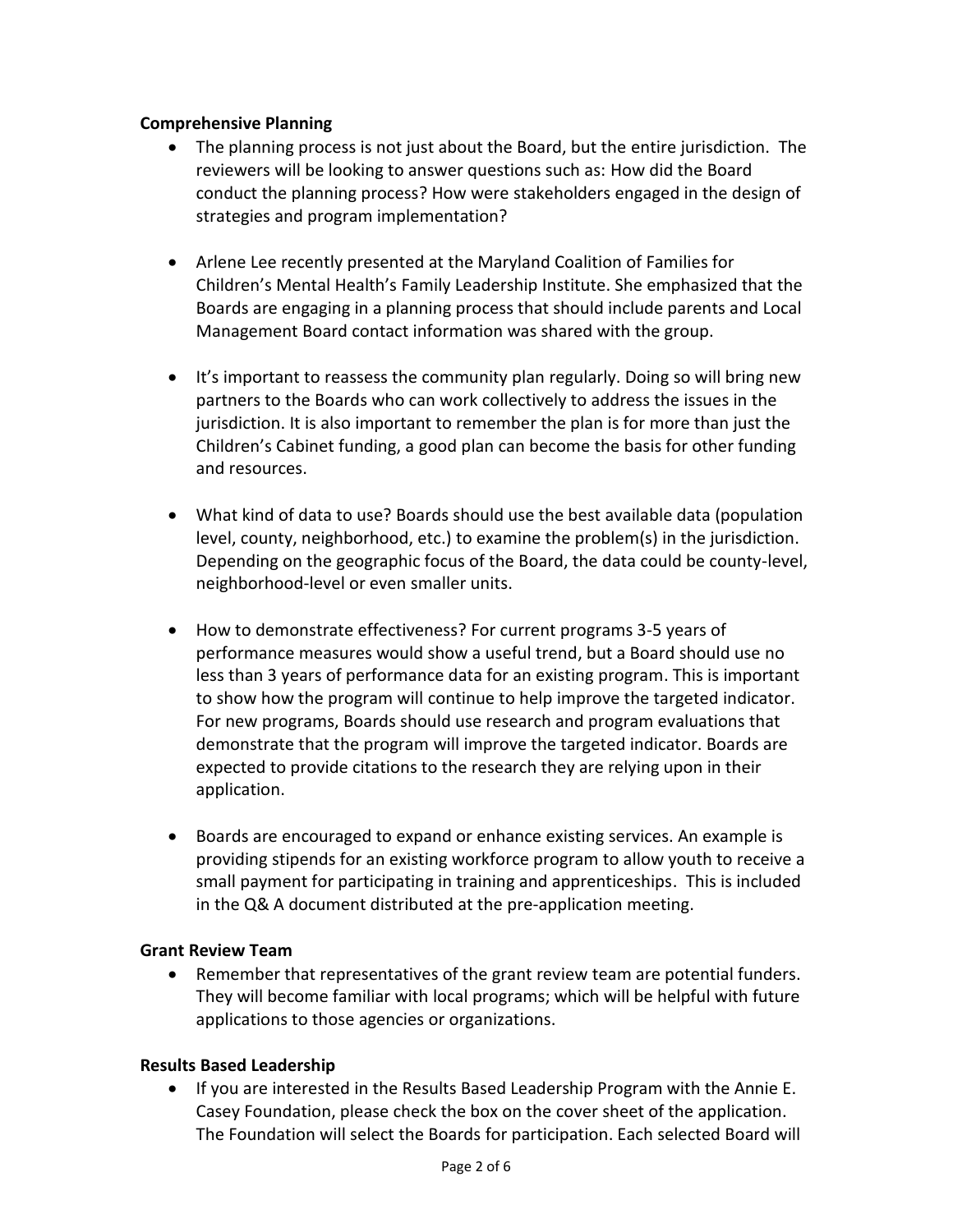**Comprehensive Planning**

- The planning process is not just about the Board, but the entire jurisdiction. The reviewers will be looking to answer questions such as: How did the Board conduct the planning process? How were stakeholders engaged in the design of strategies and program implementation?

- Arlene Lee recently presented at the Maryland Coalition of Families for Children's Mental Health's Family Leadership Institute. She emphasized that the Boards are engaging in a planning process that should include parents and Local Management Board contact information was shared with the group.

- It's important to reassess the community plan regularly. Doing so will bring new partners to the Boards who can work collectively to address the issues in the jurisdiction. It is also important to remember the plan is for more than just the Children's Cabinet funding, a good plan can become the basis for other funding and resources.

- What kind of data to use? Boards should use the best available data (population level, county, neighborhood, etc.) to examine the problem(s) in the jurisdiction. Depending on the geographic focus of the Board, the data could be county-level, neighborhood-level or even smaller units.

- How to demonstrate effectiveness? For current programs 3-5 years of performance measures would show a useful trend, but a Board should use no less than 3 years of performance data for an existing program. This is important to show how the program will continue to help improve the targeted indicator. For new programs, Boards should use research and program evaluations that demonstrate that the program will improve the targeted indicator. Boards are expected to provide citations to the research they are relying upon in their application.

- Boards are encouraged to expand or enhance existing services. An example is providing stipends for an existing workforce program to allow youth to receive a small payment for participating in training and apprenticeships. This is included in the Q& A document distributed at the pre-application meeting.

**Grant Review Team**

- Remember that representatives of the grant review team are potential funders. They will become familiar with local programs; which will be helpful with future applications to those agencies or organizations.

**Results Based Leadership**

- If you are interested in the Results Based Leadership Program with the Annie E. Casey Foundation, please check the box on the cover sheet of the application. The Foundation will select the Boards for participation. Each selected Board will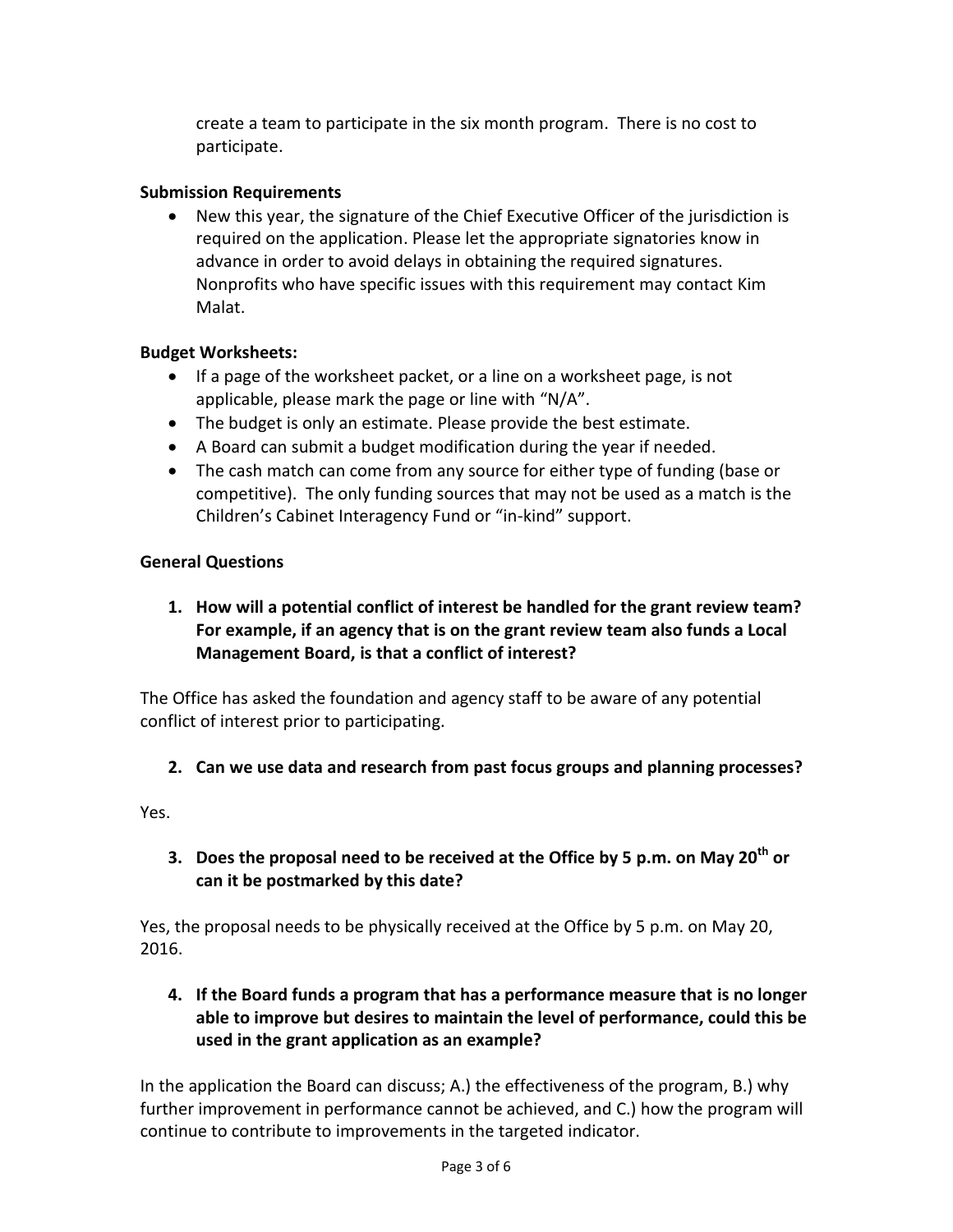create a team to participate in the six month program. There is no cost to participate.

**Submission Requirements**

- New this year, the signature of the Chief Executive Officer of the jurisdiction is required on the application. Please let the appropriate signatories know in advance in order to avoid delays in obtaining the required signatures. Nonprofits who have specific issues with this requirement may contact Kim Malat.

**Budget Worksheets:**

- If a page of the worksheet packet, or a line on a worksheet page, is not applicable, please mark the page or line with "N/A".
- The budget is only an estimate. Please provide the best estimate.
- A Board can submit a budget modification during the year if needed.
- The cash match can come from any source for either type of funding (base or competitive). The only funding sources that may not be used as a match is the Children's Cabinet Interagency Fund or "in-kind" support.

**General Questions**

1. **How will a potential conflict of interest be handled for the grant review team? For example, if an agency that is on the grant review team also funds a Local Management Board, is that a conflict of interest?**

The Office has asked the foundation and agency staff to be aware of any potential conflict of interest prior to participating.

2. **Can we use data and research from past focus groups and planning processes?**

Yes.

3. **Does the proposal need to be received at the Office by 5 p.m. on May 20th or can it be postmarked by this date?**

Yes, the proposal needs to be physically received at the Office by 5 p.m. on May 20, 2016.

4. **If the Board funds a program that has a performance measure that is no longer able to improve but desires to maintain the level of performance, could this be used in the grant application as an example?**

In the application the Board can discuss; A.) the effectiveness of the program, B.) why further improvement in performance cannot be achieved, and C.) how the program will continue to contribute to improvements in the targeted indicator.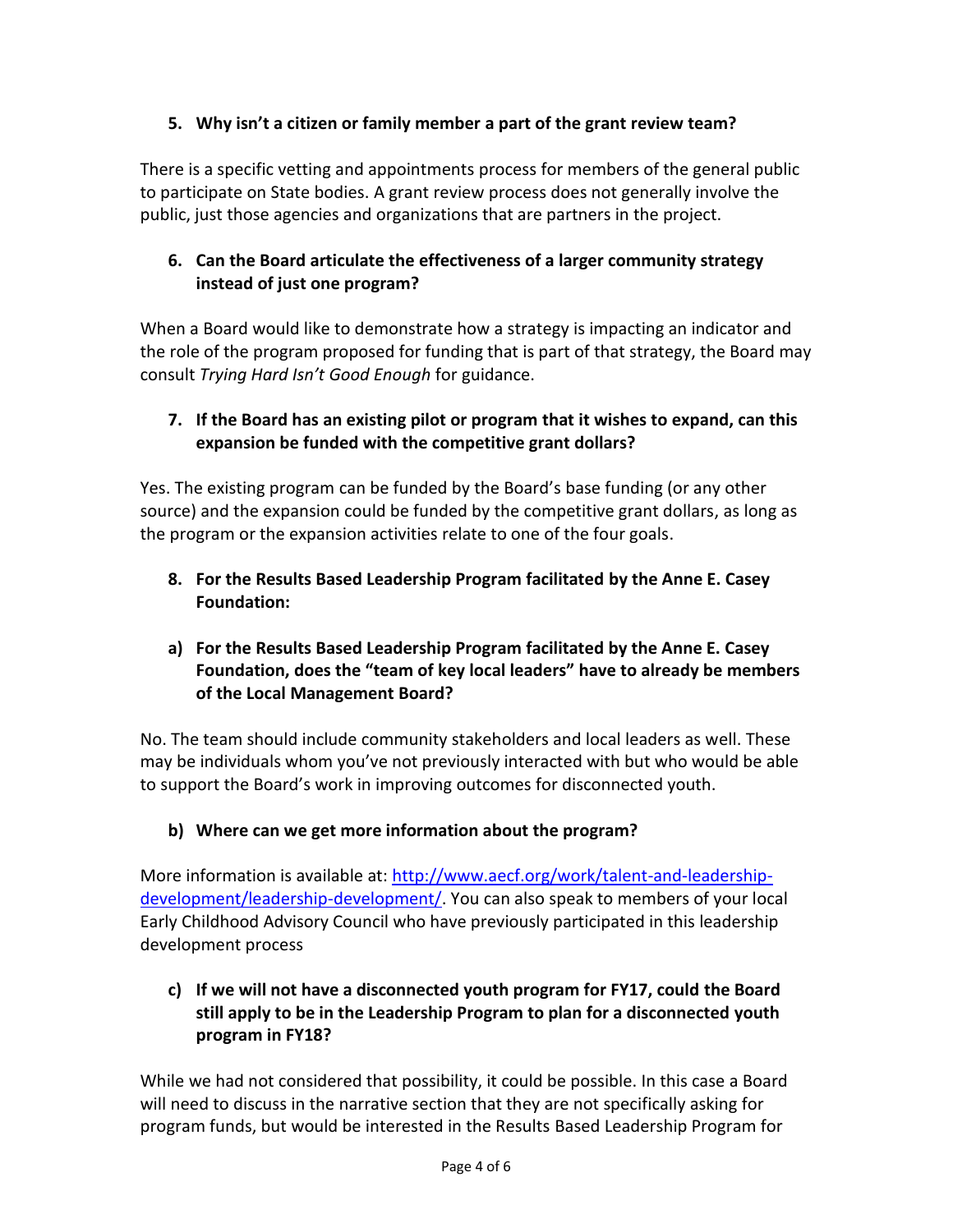5. **Why isn't a citizen or family member a part of the grant review team?**

There is a specific vetting and appointments process for members of the general public to participate on State bodies. A grant review process does not generally involve the public, just those agencies and organizations that are partners in the project.

6. **Can the Board articulate the effectiveness of a larger community strategy instead of just one program?**

When a Board would like to demonstrate how a strategy is impacting an indicator and the role of the program proposed for funding that is part of that strategy, the Board may consult *Trying Hard Isn't Good Enough* for guidance.

7. **If the Board has an existing pilot or program that it wishes to expand, can this expansion be funded with the competitive grant dollars?**

Yes. The existing program can be funded by the Board's base funding (or any other source) and the expansion could be funded by the competitive grant dollars, as long as the program or the expansion activities relate to one of the four goals.

8. **For the Results Based Leadership Program facilitated by the Anne E. Casey Foundation:**

**a) For the Results Based Leadership Program facilitated by the Anne E. Casey Foundation, does the "team of key local leaders" have to already be members of the Local Management Board?**

No. The team should include community stakeholders and local leaders as well. These may be individuals whom you've not previously interacted with but who would be able to support the Board's work in improving outcomes for disconnected youth.

**b) Where can we get more information about the program?**

More information is available at: [http://www.aecf.org/work/talent-and-leadership-development/leadership-development/](http://www.aecf.org/work/talent-and-leadership-development/leadership-development/). You can also speak to members of your local Early Childhood Advisory Council who have previously participated in this leadership development process

**c) If we will not have a disconnected youth program for FY17, could the Board still apply to be in the Leadership Program to plan for a disconnected youth program in FY18?**

While we had not considered that possibility, it could be possible. In this case a Board will need to discuss in the narrative section that they are not specifically asking for program funds, but would be interested in the Results Based Leadership Program for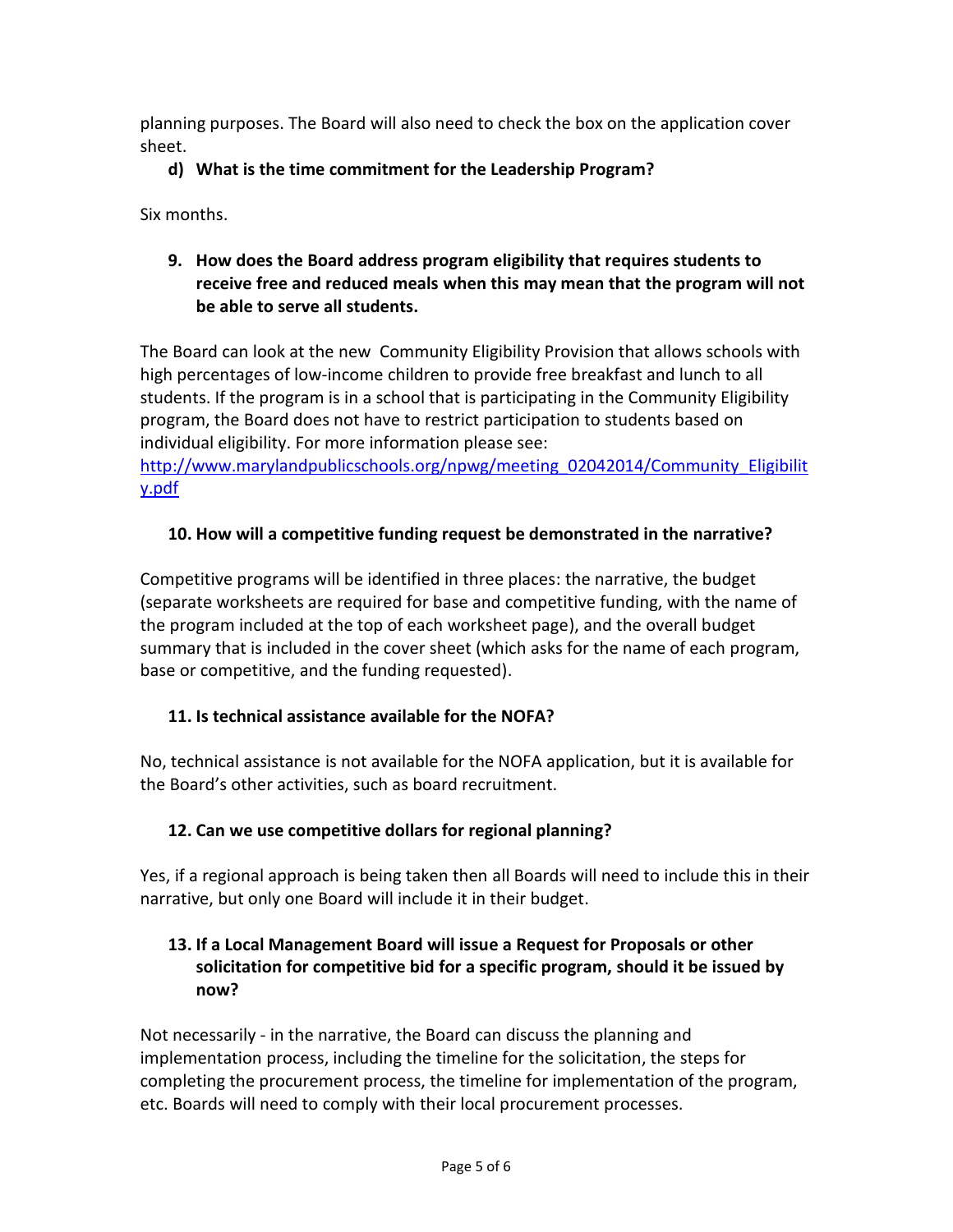planning purposes. The Board will also need to check the box on the application cover sheet.

**d) What is the time commitment for the Leadership Program?**

Six months.

**9. How does the Board address program eligibility that requires students to receive free and reduced meals when this may mean that the program will not be able to serve all students.**

The Board can look at the new Community Eligibility Provision that allows schools with high percentages of low-income children to provide free breakfast and lunch to all students. If the program is in a school that is participating in the Community Eligibility program, the Board does not have to restrict participation to students based on individual eligibility. For more information please see: [http://www.marylandpublicschools.org/npwg/meeting_02042014/Community_Eligibility.pdf](http://www.marylandpublicschools.org/npwg/meeting_02042014/Community_Eligibility.pdf)

**10. How will a competitive funding request be demonstrated in the narrative?**

Competitive programs will be identified in three places: the narrative, the budget (separate worksheets are required for base and competitive funding, with the name of the program included at the top of each worksheet page), and the overall budget summary that is included in the cover sheet (which asks for the name of each program, base or competitive, and the funding requested).

**11. Is technical assistance available for the NOFA?**

No, technical assistance is not available for the NOFA application, but it is available for the Board's other activities, such as board recruitment.

**12. Can we use competitive dollars for regional planning?**

Yes, if a regional approach is being taken then all Boards will need to include this in their narrative, but only one Board will include it in their budget.

**13. If a Local Management Board will issue a Request for Proposals or other solicitation for competitive bid for a specific program, should it be issued by now?**

Not necessarily - in the narrative, the Board can discuss the planning and implementation process, including the timeline for the solicitation, the steps for completing the procurement process, the timeline for implementation of the program, etc. Boards will need to comply with their local procurement processes.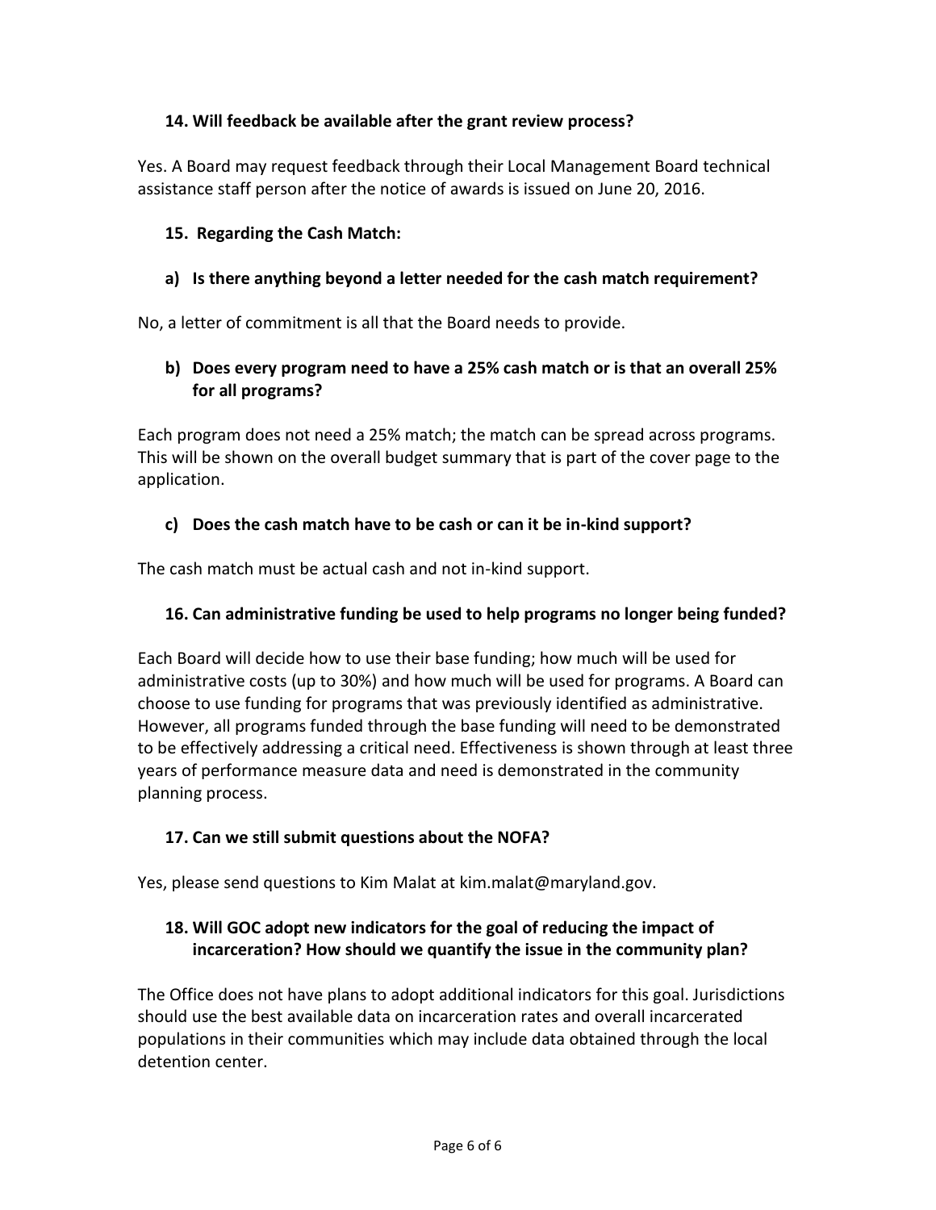**14. Will feedback be available after the grant review process?**

Yes. A Board may request feedback through their Local Management Board technical assistance staff person after the notice of awards is issued on June 20, 2016.

**15. Regarding the Cash Match:**

**a) Is there anything beyond a letter needed for the cash match requirement?**

No, a letter of commitment is all that the Board needs to provide.

**b) Does every program need to have a 25% cash match or is that an overall 25% for all programs?**

Each program does not need a 25% match; the match can be spread across programs. This will be shown on the overall budget summary that is part of the cover page to the application.

**c) Does the cash match have to be cash or can it be in-kind support?**

The cash match must be actual cash and not in-kind support.

**16. Can administrative funding be used to help programs no longer being funded?**

Each Board will decide how to use their base funding; how much will be used for administrative costs (up to 30%) and how much will be used for programs. A Board can choose to use funding for programs that was previously identified as administrative. However, all programs funded through the base funding will need to be demonstrated to be effectively addressing a critical need. Effectiveness is shown through at least three years of performance measure data and need is demonstrated in the community planning process.

**17. Can we still submit questions about the NOFA?**

Yes, please send questions to Kim Malat at kim.malat@maryland.gov.

**18. Will GOC adopt new indicators for the goal of reducing the impact of incarceration? How should we quantify the issue in the community plan?**

The Office does not have plans to adopt additional indicators for this goal. Jurisdictions should use the best available data on incarceration rates and overall incarcerated populations in their communities which may include data obtained through the local detention center.